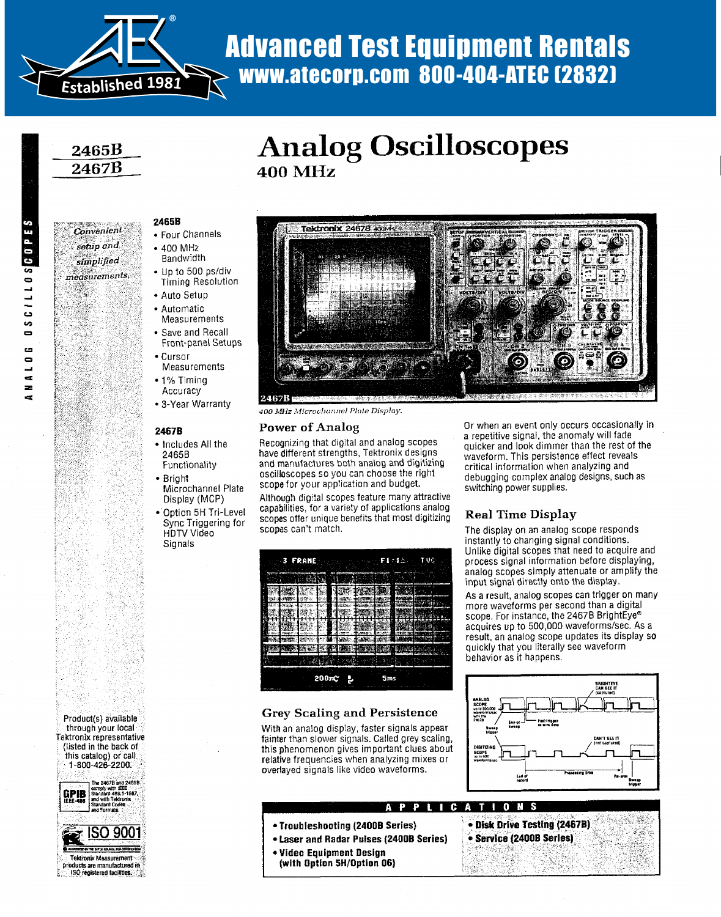# Advanced Test Equipment Rentals

**www.atecorp.com 800-404-ATEC (2832)**

Established 1981

ANALOG OSCILLOSCOPES

**2465B**
**2467B**

# Analog Oscilloscopes

## 400 MHz

*Convenient setup and simplified measurements.*

### 2465B

- Four Channels
- 400 MHz Bandwidth
- Up to 500 ps/div Timing Resolution
- Auto Setup
- Automatic Measurements
- Save and Recall Front-panel Setups
- Cursor Measurements
- 1% Timing Accuracy
- 3-Year Warranty

### 2467B

- Includes All the 2465B Functionality
- Bright Microchannel Plate Display (MCP)
- Option 5H Tri-Level Sync Triggering for HDTV Video Signals

*400 MHz Microchannel Plate Display.*

## Power of Analog

Recognizing that digital and analog scopes have different strengths, Tektronix designs and manufactures both analog and digitizing oscilloscopes so you can choose the right scope for your application and budget.

Although digital scopes feature many attractive capabilities, for a variety of applications analog scopes offer unique benefits that most digitizing scopes can't match.

## Grey Scaling and Persistence

With an analog display, faster signals appear fainter than slower signals. Called grey scaling, this phenomenon gives important clues about relative frequencies when analyzing mixes or overlayed signals like video waveforms.

Or when an event only occurs occasionally in a repetitive signal, the anomaly will fade quicker and look dimmer than the rest of the waveform. This persistence effect reveals critical information when analyzing and debugging complex analog designs, such as switching power supplies.

## Real Time Display

The display on an analog scope responds instantly to changing signal conditions. Unlike digital scopes that need to acquire and process signal information before displaying, analog scopes simply attenuate or amplify the input signal directly onto the display.

As a result, analog scopes can trigger on many more waveforms per second than a digital scope. For instance, the 2467B BrightEye® acquires up to 500,000 waveforms/sec. As a result, an analog scope updates its display so quickly that you literally see waveform behavior as it happens.

## APPLICATIONS

- **Troubleshooting (2400B Series)**
- **Laser and Radar Pulses (2400B Series)**
- **Video Equipment Design (with Option 5H/Option 06)**
- **Disk Drive Testing (2467B)**
- **Service (2400B Series)**

Product(s) available through your local Tektronix representative (listed in the back of this catalog) or call 1-800-426-2200.

GPIB IEEE-488 — The 2467B and 2465B comply with IEEE Standard 488.1-1987, and with Tektronix Standard Codes and Formats.

ISO 9001 — Tektronix Measurement products are manufactured in ISO registered facilities.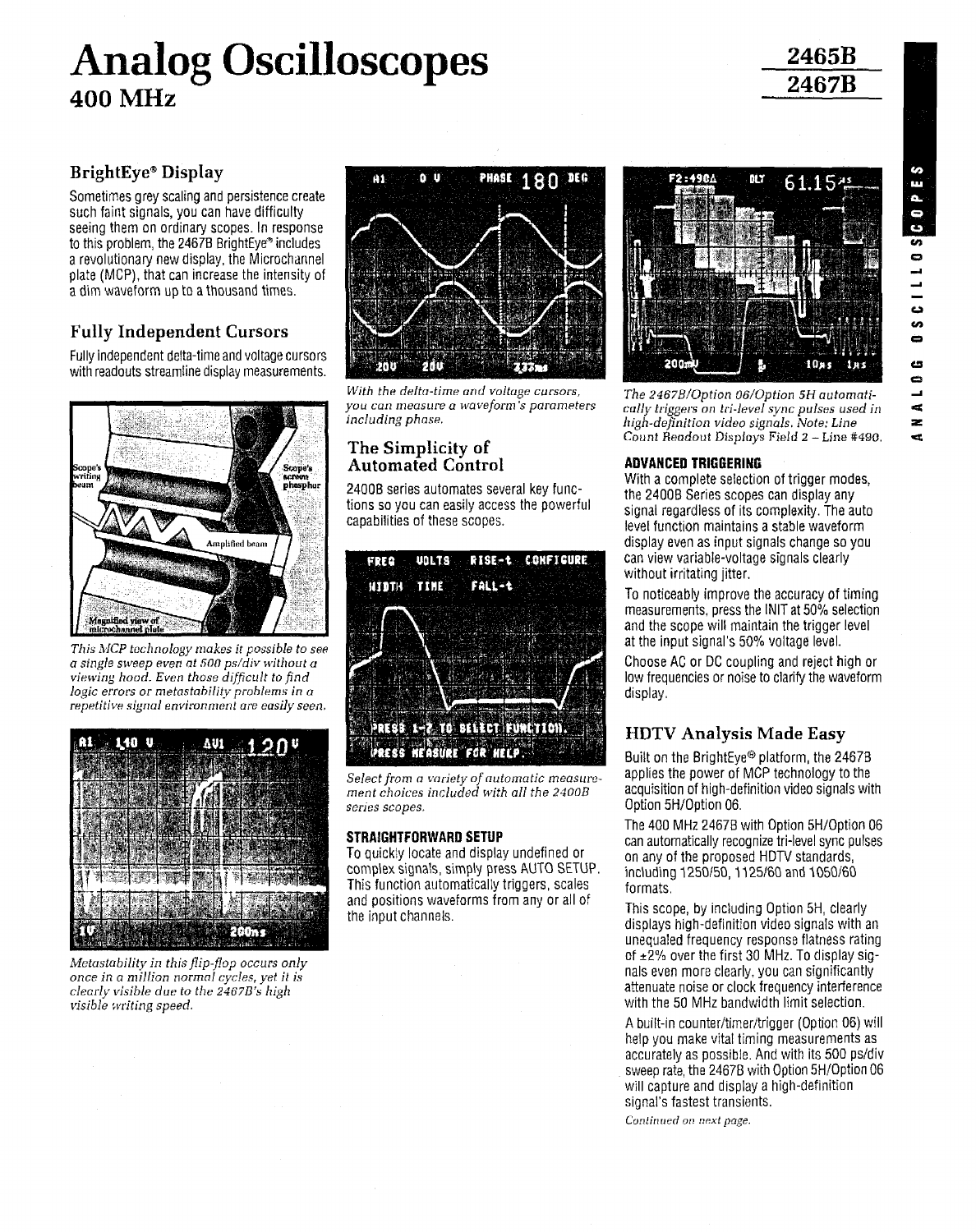# Analog Oscilloscopes

## 400 MHz

2465B

2467B

### BrightEye® Display

Sometimes grey scaling and persistence create such faint signals, you can have difficulty seeing them on ordinary scopes. In response to this problem, the 2467B BrightEye® includes a revolutionary new display, the Microchannel plate (MCP), that can increase the intensity of a dim waveform up to a thousand times.

### Fully Independent Cursors

Fully independent delta-time and voltage cursors with readouts streamline display measurements.

*This MCP technology makes it possible to see a single sweep even at 500 ps/div without a viewing hood. Even those difficult to find logic errors or metastability problems in a repetitive signal environment are easily seen.*

*Metastability in this flip-flop occurs only once in a million normal cycles, yet it is clearly visible due to the 2467B's high visible writing speed.*

*With the delta-time and voltage cursors, you can measure a waveform's parameters including phase.*

### The Simplicity of Automated Control

2400B series automates several key functions so you can easily access the powerful capabilities of these scopes.

*Select from a variety of automatic measurement choices included with all the 2400B series scopes.*

**STRAIGHTFORWARD SETUP**

To quickly locate and display undefined or complex signals, simply press AUTO SETUP. This function automatically triggers, scales and positions waveforms from any or all of the input channels.

*The 2467B/Option 06/Option 5H automatically triggers on tri-level sync pulses used in high-definition video signals. Note: Line Count Readout Displays Field 2 – Line #490.*

**ADVANCED TRIGGERING**

With a complete selection of trigger modes, the 2400B Series scopes can display any signal regardless of its complexity. The auto level function maintains a stable waveform display even as input signals change so you can view variable-voltage signals clearly without irritating jitter.

To noticeably improve the accuracy of timing measurements, press the INIT at 50% selection and the scope will maintain the trigger level at the input signal's 50% voltage level.

Choose AC or DC coupling and reject high or low frequencies or noise to clarify the waveform display.

### HDTV Analysis Made Easy

Built on the BrightEye® platform, the 2467B applies the power of MCP technology to the acquisition of high-definition video signals with Option 5H/Option 06.

The 400 MHz 2467B with Option 5H/Option 06 can automatically recognize tri-level sync pulses on any of the proposed HDTV standards, including 1250/50, 1125/60 and 1050/60 formats.

This scope, by including Option 5H, clearly displays high-definition video signals with an unequaled frequency response flatness rating of ±2% over the first 30 MHz. To display signals even more clearly, you can significantly attenuate noise or clock frequency interference with the 50 MHz bandwidth limit selection.

A built-in counter/timer/trigger (Option 06) will help you make vital timing measurements as accurately as possible. And with its 500 ps/div sweep rate, the 2467B with Option 5H/Option 06 will capture and display a high-definition signal's fastest transients.

*Continued on next page.*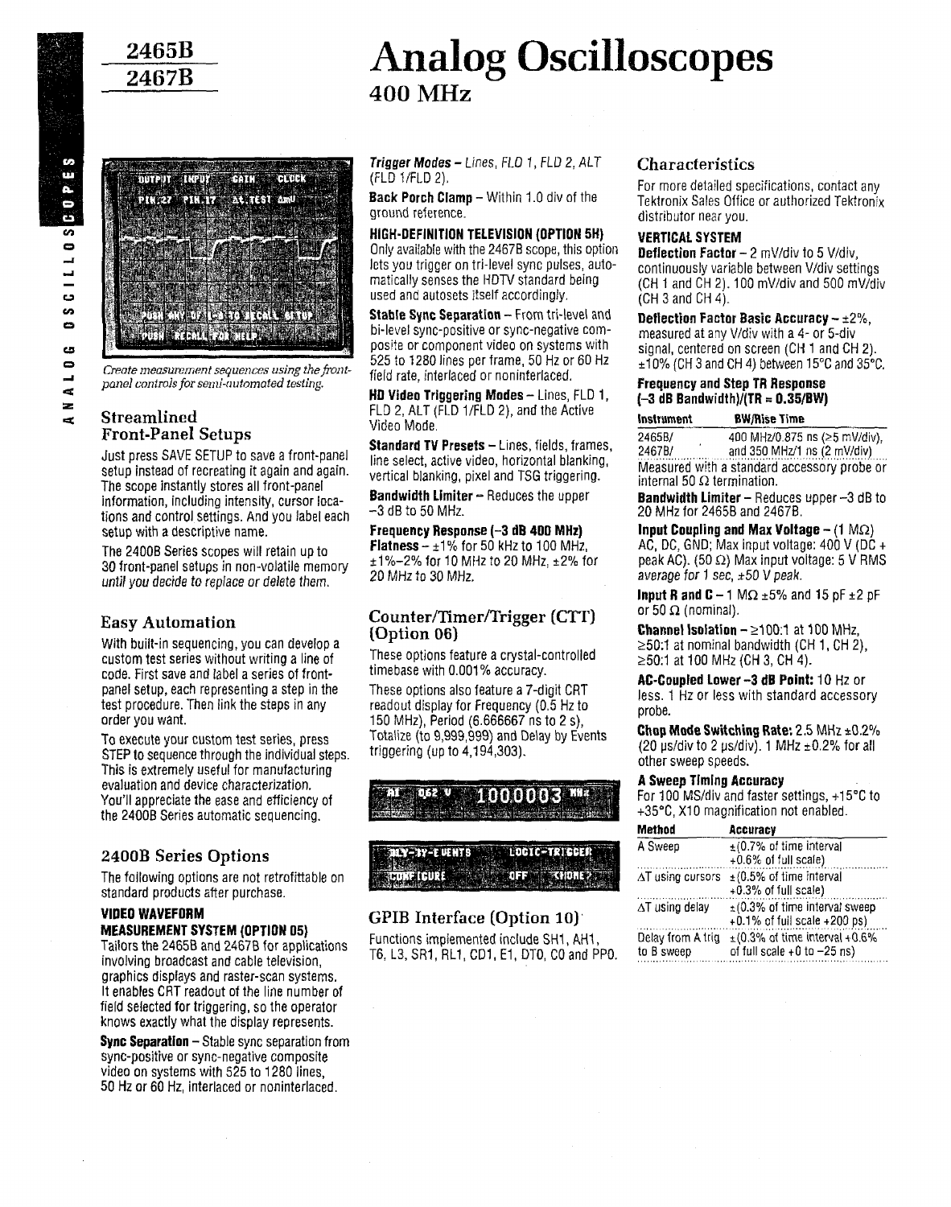# 2465B 2467B

# Analog Oscilloscopes

## 400 MHz

*Create measurement sequences using the front-panel controls for semi-automated testing.*

### Streamlined Front-Panel Setups

Just press SAVE SETUP to save a front-panel setup instead of recreating it again and again. The scope instantly stores all front-panel information, including intensity, cursor locations and control settings. And you label each setup with a descriptive name.

The 2400B Series scopes will retain up to 30 front-panel setups in non-volatile memory *until you decide to replace or delete them.*

### Easy Automation

With built-in sequencing, you can develop a custom test series without writing a line of code. First save and label a series of front-panel setup, each representing a step in the test procedure. Then link the steps in any order you want.

To execute your custom test series, press STEP to sequence through the individual steps. This is extremely useful for manufacturing evaluation and device characterization. You'll appreciate the ease and efficiency of the 2400B Series automatic sequencing.

### 2400B Series Options

The following options are not retrofittable on standard products after purchase.

**VIDEO WAVEFORM MEASUREMENT SYSTEM (OPTION 05)**
Tailors the 2465B and 2467B for applications involving broadcast and cable television, graphics displays and raster-scan systems. It enables CRT readout of the line number of field selected for triggering, so the operator knows exactly what the display represents.

**Sync Separation** – Stable sync separation from sync-positive or sync-negative composite video on systems with 525 to 1280 lines, 50 Hz or 60 Hz, interlaced or noninterlaced.

***Trigger Modes*** – *Lines, FLD 1, FLD 2, ALT (FLD 1/FLD 2).*

**Back Porch Clamp** – Within 1.0 div of the ground reference.

**HIGH-DEFINITION TELEVISION (OPTION 5H)**
Only available with the 2467B scope, this option lets you trigger on tri-level sync pulses, automatically senses the HDTV standard being used and autosets itself accordingly.

**Stable Sync Separation** – From tri-level and bi-level sync-positive or sync-negative composite or component video on systems with 525 to 1280 lines per frame, 50 Hz or 60 Hz field rate, interlaced or noninterlaced.

**HD Video Triggering Modes** – Lines, FLD 1, FLD 2, ALT (FLD 1/FLD 2), and the Active Video Mode.

**Standard TV Presets** – Lines, fields, frames, line select, active video, horizontal blanking, vertical blanking, pixel and TSG triggering.

**Bandwidth Limiter** – Reduces the upper –3 dB to 50 MHz.

**Frequency Response (–3 dB 400 MHz) Flatness** – ±1% for 50 kHz to 100 MHz, ±1%–2% for 10 MHz to 20 MHz, ±2% for 20 MHz to 30 MHz.

### Counter/Timer/Trigger (CTT) (Option 06)

These options feature a crystal-controlled timebase with 0.001% accuracy.

These options also feature a 7-digit CRT readout display for Frequency (0.5 Hz to 150 MHz), Period (6.666667 ns to 2 s), Totalize (to 9,999,999) and Delay by Events triggering (up to 4,194,303).

### GPIB Interface (Option 10)

Functions implemented include SH1, AH1, T6, L3, SR1, RL1, CD1, E1, DT0, C0 and PP0.

### Characteristics

For more detailed specifications, contact any Tektronix Sales Office or authorized Tektronix distributor near you.

**VERTICAL SYSTEM**

**Deflection Factor** – 2 mV/div to 5 V/div, continuously variable between V/div settings (CH 1 and CH 2). 100 mV/div and 500 mV/div (CH 3 and CH 4).

**Deflection Factor Basic Accuracy** – ±2%, measured at any V/div with a 4- or 5-div signal, centered on screen (CH 1 and CH 2). ±10% (CH 3 and CH 4) between 15°C and 35°C.

**Frequency and Step TR Response (–3 dB Bandwidth)/(TR = 0.35/BW)**

| Instrument | BW/Rise Time |
|---|---|
| 2465B/ 2467B/ | 400 MHz/0.875 ns (>5 mV/div), and 350 MHz/1 ns (2 mV/div) |

Measured with a standard accessory probe or internal 50 Ω termination.

**Bandwidth Limiter** – Reduces upper –3 dB to 20 MHz for 2465B and 2467B.

**Input Coupling and Max Voltage** – (1 MΩ) AC, DC, GND; Max input voltage: 400 V (DC + peak AC). (50 Ω) Max input voltage: 5 V RMS *average for 1 sec, ±50 V peak.*

**Input R and C** – 1 MΩ ±5% and 15 pF ±2 pF or 50 Ω (nominal).

**Channel Isolation** – ≥100:1 at 100 MHz, ≥50:1 at nominal bandwidth (CH 1, CH 2), ≥50:1 at 100 MHz (CH 3, CH 4).

**AC-Coupled Lower –3 dB Point:** 10 Hz or less. 1 Hz or less with standard accessory probe.

**Chop Mode Switching Rate:** 2.5 MHz ±0.2% (20 µs/div to 2 µs/div). 1 MHz ±0.2% for all other sweep speeds.

**A Sweep Timing Accuracy**
For 100 MS/div and faster settings, +15°C to +35°C, X10 magnification not enabled.

| Method | Accuracy |
|---|---|
| A Sweep | ±(0.7% of time interval +0.6% of full scale) |
| ΔT using cursors | ±(0.5% of time interval +0.3% of full scale) |
| ΔT using delay | ±(0.3% of time interval sweep +0.1% of full scale +200 ps) |
| Delay from A trig to B sweep | ±(0.3% of time interval +0.6% of full scale +0 to –25 ns) |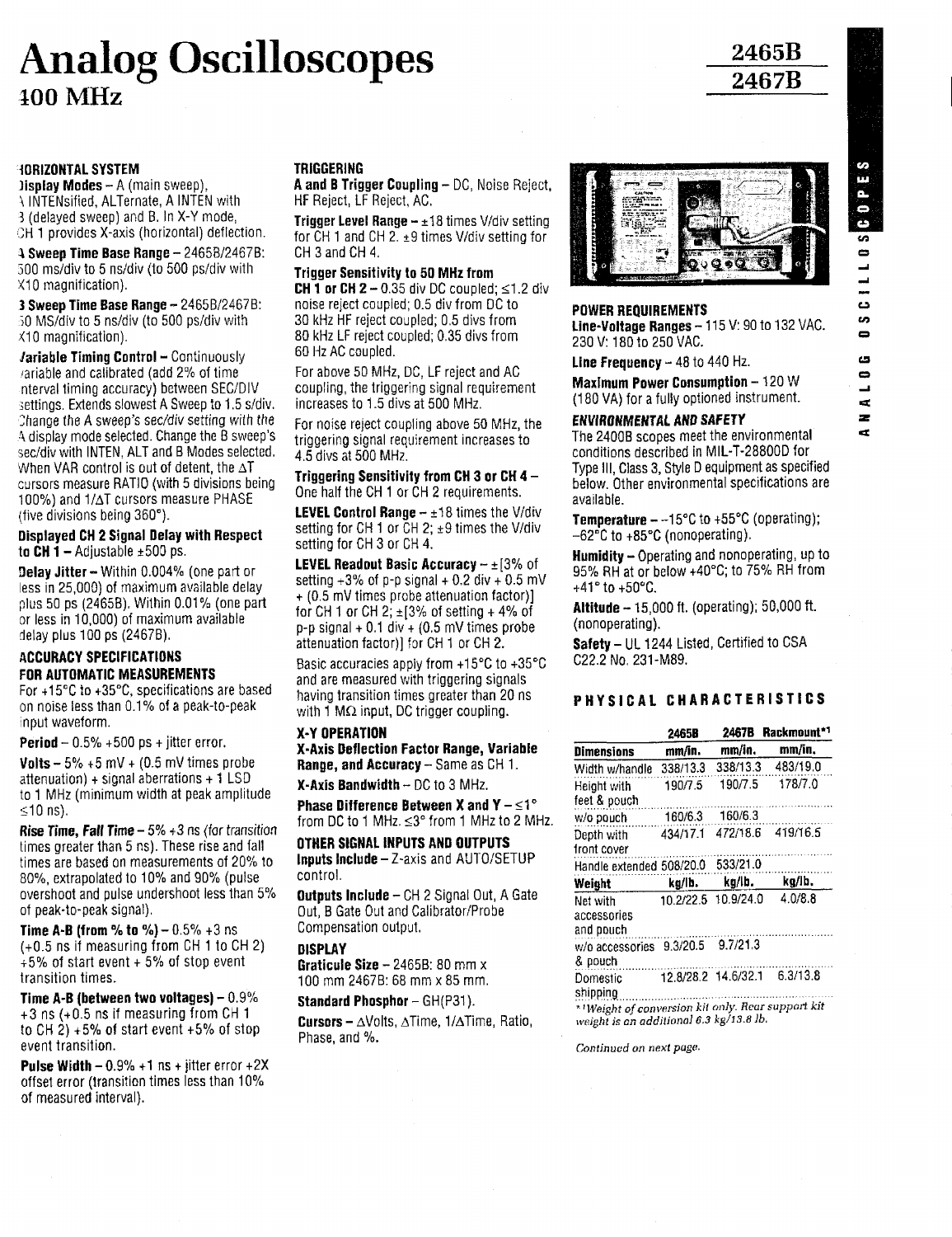# Analog Oscilloscopes

## 100 MHz

**2465B**
**2467B**

### HORIZONTAL SYSTEM

**Display Modes** – A (main sweep), A INTENsified, ALTernate, A INTEN with B (delayed sweep) and B. In X-Y mode, CH 1 provides X-axis (horizontal) deflection.

**A Sweep Time Base Range** – 2465B/2467B: 500 ms/div to 5 ns/div (to 500 ps/div with X10 magnification).

**B Sweep Time Base Range** – 2465B/2467B: 50 MS/div to 5 ns/div (to 500 ps/div with X10 magnification).

**Variable Timing Control** – Continuously variable and calibrated (add 2% of time interval timing accuracy) between SEC/DIV settings. Extends slowest A Sweep to 1.5 s/div. *Change the A sweep's sec/div setting with the* A display mode selected. Change the B sweep's sec/div with INTEN, ALT and B Modes selected. When VAR control is out of detent, the ΔT cursors measure RATIO (with 5 divisions being 100%) and 1/ΔT cursors measure PHASE (five divisions being 360°).

**Displayed CH 2 Signal Delay with Respect to CH 1** – Adjustable ±500 ps.

**Delay Jitter** – Within 0.004% (one part or less in 25,000) of maximum available delay plus 50 ps (2465B). Within 0.01% (one part or less in 10,000) of maximum available delay plus 100 ps (2467B).

### ACCURACY SPECIFICATIONS FOR AUTOMATIC MEASUREMENTS

For +15°C to +35°C, specifications are based on noise less than 0.1% of a peak-to-peak input waveform.

**Period** – 0.5% +500 ps + jitter error.

**Volts** – 5% +5 mV + (0.5 mV times probe attenuation) + signal aberrations + 1 LSD to 1 MHz (minimum width at peak amplitude ≤10 ns).

**Rise Time, Fall Time** – 5% +3 ns *(for transition* times greater than 5 ns). These rise and fall times are based on measurements of 20% to 80%, extrapolated to 10% and 90% (pulse overshoot and pulse undershoot less than 5% of peak-to-peak signal).

**Time A-B (from % to %)** – 0.5% +3 ns (+0.5 ns if measuring from CH 1 to CH 2) +5% of start event + 5% of stop event transition times.

**Time A-B (between two voltages)** – 0.9% +3 ns (+0.5 ns if measuring from CH 1 to CH 2) +5% of start event +5% of stop event transition.

**Pulse Width** – 0.9% +1 ns + jitter error +2X offset error (transition times less than 10% of measured interval).

### TRIGGERING

**A and B Trigger Coupling** – DC, Noise Reject, HF Reject, LF Reject, AC.

**Trigger Level Range** – ±18 times V/div setting for CH 1 and CH 2. ±9 times V/div setting for CH 3 and CH 4.

**Trigger Sensitivity to 50 MHz from CH 1 or CH 2** – 0.35 div DC coupled; ≤1.2 div noise reject coupled; 0.5 div from DC to 30 kHz HF reject coupled; 0.5 divs from 80 kHz LF reject coupled; 0.35 divs from 60 Hz AC coupled.

For above 50 MHz, DC, LF reject and AC coupling, the triggering signal requirement increases to 1.5 divs at 500 MHz.

For noise reject coupling above 50 MHz, the triggering signal requirement increases to 4.5 divs at 500 MHz.

**Triggering Sensitivity from CH 3 or CH 4** – One half the CH 1 or CH 2 requirements.

**LEVEL Control Range** – ±18 times the V/div setting for CH 1 or CH 2; ±9 times the V/div setting for CH 3 or CH 4.

**LEVEL Readout Basic Accuracy** – ±[3% of setting +3% of p-p signal + 0.2 div + 0.5 mV + (0.5 mV times probe attenuation factor)] for CH 1 or CH 2; ±[3% of setting + 4% of p-p signal + 0.1 div + (0.5 mV times probe attenuation factor)] for CH 1 or CH 2.

Basic accuracies apply from +15°C to +35°C and are measured with triggering signals having transition times greater than 20 ns with 1 MΩ input, DC trigger coupling.

### X-Y OPERATION

**X-Axis Deflection Factor Range, Variable Range, and Accuracy** – Same as CH 1.

**X-Axis Bandwidth** – DC to 3 MHz.

**Phase Difference Between X and Y** – ≤1° from DC to 1 MHz. ≤3° from 1 MHz to 2 MHz.

### OTHER SIGNAL INPUTS AND OUTPUTS

**Inputs Include** – Z-axis and AUTO/SETUP control.

**Outputs Include** – CH 2 Signal Out, A Gate Out, B Gate Out and Calibrator/Probe Compensation output.

### DISPLAY

**Graticule Size** – 2465B: 80 mm x 100 mm 2467B: 68 mm x 85 mm.

**Standard Phosphor** – GH(P31).

**Cursors** – ΔVolts, ΔTime, 1/ΔTime, Ratio, Phase, and %.

### POWER REQUIREMENTS

**Line-Voltage Ranges** – 115 V: 90 to 132 VAC. 230 V: 180 to 250 VAC.

**Line Frequency** – 48 to 440 Hz.

**Maximum Power Consumption** – 120 W (180 VA) for a fully optioned instrument.

### *ENVIRONMENTAL AND SAFETY*

The 2400B scopes meet the environmental conditions described in MIL-T-28800D for Type III, Class 3, Style D equipment as specified below. Other environmental specifications are available.

**Temperature** – –15°C to +55°C (operating); –62°C to +85°C (nonoperating).

**Humidity** – Operating and nonoperating, up to 95% RH at or below +40°C; to 75% RH from +41° to +50°C.

**Altitude** – 15,000 ft. (operating); 50,000 ft. (nonoperating).

**Safety** – UL 1244 Listed, Certified to CSA C22.2 No. 231-M89.

### PHYSICAL CHARACTERISTICS

| | 2465B | 2467B | Rackmount*[1] |
|---|---|---|---|
| **Dimensions** | **mm/in.** | **mm/in.** | **mm/in.** |
| Width w/handle | 338/13.3 | 338/13.3 | 483/19.0 |
| Height with feet & pouch | 190/7.5 | 190/7.5 | 178/7.0 |
| w/o pouch | 160/6.3 | 160/6.3 | |
| Depth with front cover | 434/17.1 | 472/18.6 | 419/16.5 |
| Handle extended | 508/20.0 | 533/21.0 | |
| **Weight** | **kg/lb.** | **kg/lb.** | **kg/lb.** |
| Net with accessories and pouch | 10.2/22.5 | 10.9/24.0 | 4.0/8.8 |
| w/o accessories & pouch | 9.3/20.5 | 9.7/21.3 | |
| Domestic shipping | 12.8/28.2 | 14.6/32.1 | 6.3/13.8 |

*[1] *Weight of conversion kit only. Rear support kit weight is an additional 6.3 kg/13.8 lb.*

*Continued on next page.*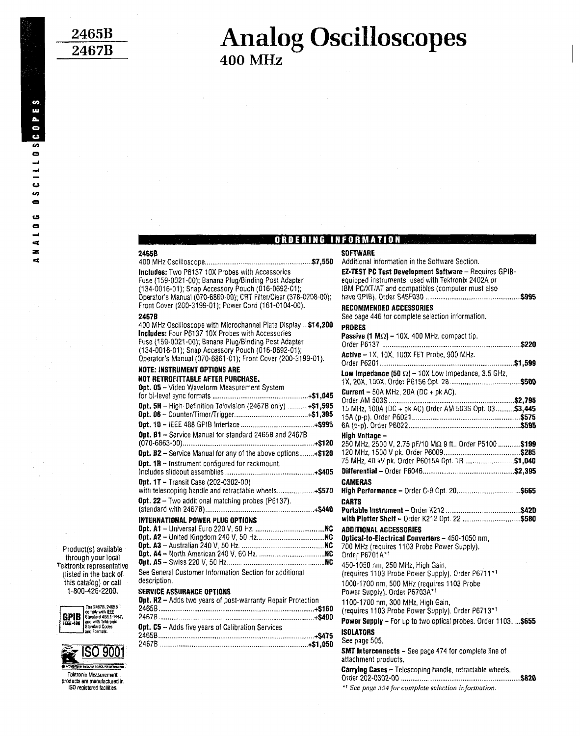# 2465B / 2467B

# Analog Oscilloscopes

## 400 MHz

## ORDERING INFORMATION

**2465B**
400 MHz Oscilloscope ..... **$7,550**
**Includes:** Two P6137 10X Probes with Accessories Fuse (159-0021-00); Banana Plug/Binding Post Adapter (134-0016-01); Snap Accessory Pouch (016-0692-01); Operator's Manual (070-6860-00); CRT Filter/Clear (378-0208-00); Front Cover (200-3199-01); Power Cord (161-0104-00).

**2467B**
400 MHz Oscilloscope with Microchannel Plate Display ... **$14,200**
**Includes:** Four P6137 10X Probes with Accessories Fuse (159-0021-00); Banana Plug/Binding Post Adapter (134-0016-01); Snap Accessory Pouch (016-0692-01); Operator's Manual (070-6861-01); Front Cover (200-3199-01).

**NOTE: INSTRUMENT OPTIONS ARE NOT RETROFITTABLE AFTER PURCHASE.**

**Opt. 05** – Video Waveform Measurement System for bi-level sync formats ..... **+$1,045**
**Opt. 5H** – High-Definition Television (2467B only) ..... **+$1,595**
**Opt. 06** – Counter/Timer/Trigger ..... **+$1,395**
**Opt. 10** – IEEE 488 GPIB Interface ..... **+$995**
**Opt. B1** – Service Manual for standard 2465B and 2467B (070-6863-00) ..... **+$120**
**Opt. B2** – Service Manual for any of the above options ..... **+$120**
**Opt. 1R** – Instrument configured for rackmount. Includes slideout assemblies ..... **+$405**
**Opt. 1T** – Transit Case (202-0302-00) with telescoping handle and retractable wheels ..... **+$570**
**Opt. 22** – Two additional matching probes (P6137). (standard with 2467B) ..... **+$440**

**INTERNATIONAL POWER PLUG OPTIONS**

**Opt. A1** – Universal Euro 220 V, 50 Hz ..... **NC**
**Opt. A2** – United Kingdom 240 V, 50 Hz ..... **NC**
**Opt. A3** – Australian 240 V, 50 Hz ..... **NC**
**Opt. A4** – North American 240 V, 60 Hz ..... **NC**
**Opt. A5** – Swiss 220 V, 50 Hz ..... **NC**

See General Customer Information Section for additional description.

**SERVICE ASSURANCE OPTIONS**

**Opt. R2** – Adds two years of post-warranty Repair Protection
2465B ..... **+$160**
2467B ..... **+$400**

**Opt. C5** – Adds five years of Calibration Services
2465B ..... **+$475**
2467B ..... **+$1,050**

**SOFTWARE**
Additional information in the Software Section.

**EZ-TEST PC Test Development Software** – Requires GPIB-equipped instruments; used with Tektronix 2402A or IBM PC/XT/AT and compatibles (computer must also have GPIB). Order S45F030 ..... **$995**

**RECOMMENDED ACCESSORIES**
See page 446 for complete selection information.

**PROBES**

**Passive (1 MΩ)** – 10X, 400 MHz, compact tip. Order P6137 ..... **$220**
**Active** – 1X, 10X, 100X FET Probe, 900 MHz. Order P6201 ..... **$1,599**
**Low Impedance (50 Ω)** – 10X Low Impedance, 3.5 GHz, 1X, 20X, 100X. Order P6156 Opt. 28 ..... **$500**
**Current** – 50A MHz, 20A (DC + pk AC). Order AM 503S ..... **$2,795**
15 MHz, 100A (DC + pk AC) Order AM 503S Opt. 03 ..... **$3,445**
15A (p-p). Order P6021 ..... **$575**
6A (p-p). Order P6022 ..... **$595**
**High Voltage** –
250 MHz, 2500 V, 2.75 pF/10 MΩ 9 ft.. Order P5100 ..... **$199**
120 MHz, 1500 V pk. Order P6009 ..... **$285**
75 MHz, 40 kV pk. Order P6015A Opt. 1R ..... **$1,040**
**Differential** – Order P6046 ..... **$2,395**

**CAMERAS**
**High Performance** – Order C-9 Opt. 20 ..... **$665**

**CARTS**
**Portable Instrument** – Order K212 ..... **$420**
**with Plotter Shelf** – Order K212 Opt. 22 ..... **$580**

**ADDITIONAL ACCESSORIES**

**Optical-to-Electrical Converters** – 450-1050 nm, 700 MHz (requires 1103 Probe Power Supply). Order P6701A*[1]
450-1050 nm, 250 MHz, High Gain, (requires 1103 Probe Power Supply). Order P6711*[1]
1000-1700 nm, 500 MHz (requires 1103 Probe Power Supply). Order P6703A*[1]
1100-1700 nm, 300 MHz, High Gain, (requires 1103 Probe Power Supply). Order P6713*[1]
**Power Supply** – For up to two optical probes. Order 1103 ..... **$655**

**ISOLATORS**
See page 505.

**SMT Interconnects** – See page 474 for complete line of attachment products.

**Carrying Cases** – Telescoping handle, retractable wheels. Order 202-0302-00 ..... **$820**

*[1] *See page 354 for complete selection information.*

Product(s) available through your local Tektronix representative (listed in the back of this catalog) or call 1-800-426-2200.

GPIB IEEE-488 — The 2467B, 2465B comply with IEEE Standard 488.1-1987, and with Tektronix Standard Codes and Formats.

ISO 9001 — Tektronix Measurement products are manufactured in ISO registered facilities.